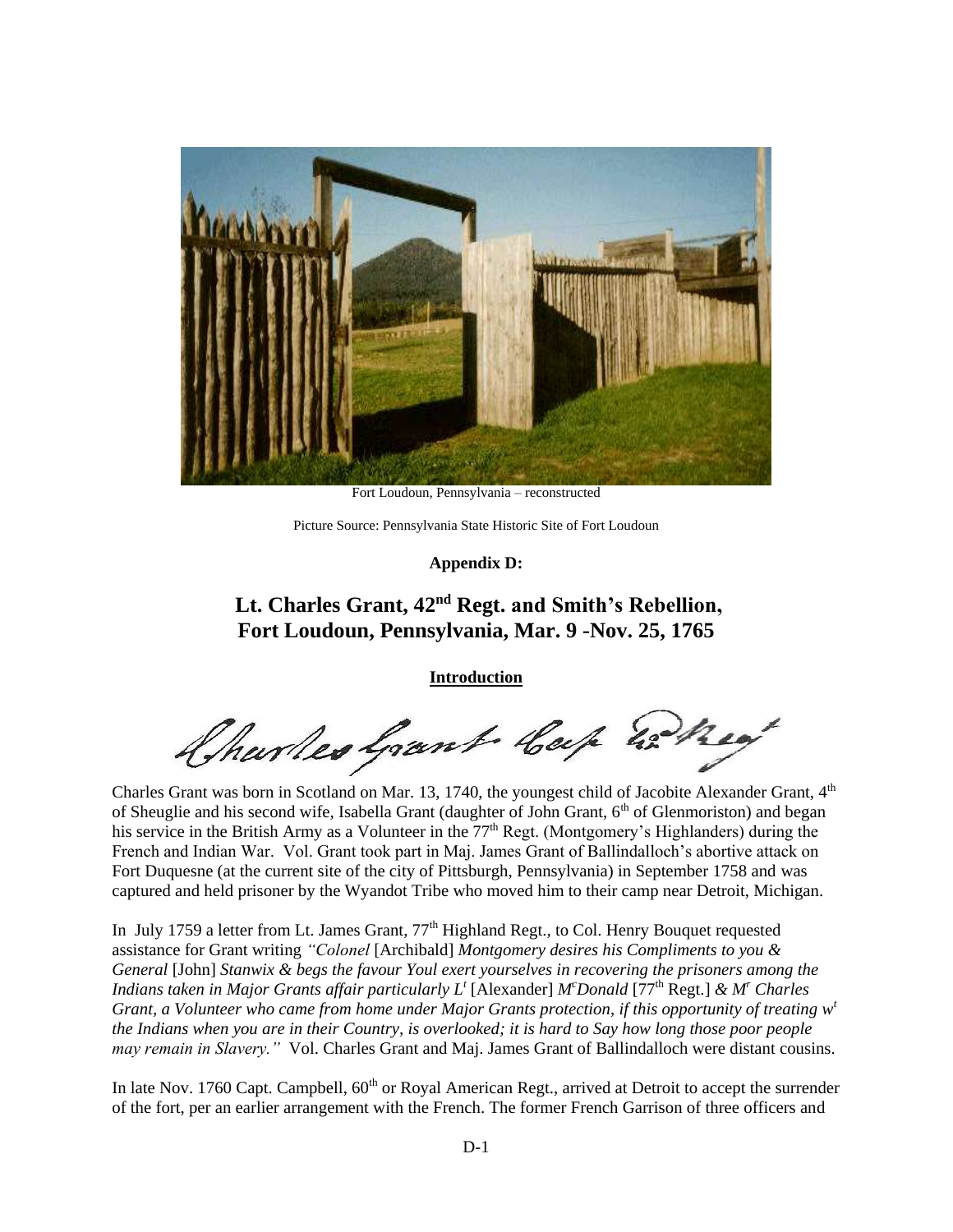Fort Loudoun, Pennsylvania – reconstructed

Picture Source: Pennsylvania State Historic Site of Fort Loudoun

**Appendix D:**

# Lt. Charles Grant, 42nd Regt. and Smith's Rebellion, Fort Loudoun, Pennsylvania, Mar. 9 -Nov. 25, 1765

## Introduction

Charles Grant Capt 42d Regt

Charles Grant was born in Scotland on Mar. 13, 1740, the youngest child of Jacobite Alexander Grant, 4th of Sheuglie and his second wife, Isabella Grant (daughter of John Grant, 6th of Glenmoriston) and began his service in the British Army as a Volunteer in the 77th Regt. (Montgomery's Highlanders) during the French and Indian War. Vol. Grant took part in Maj. James Grant of Ballindalloch's abortive attack on Fort Duquesne (at the current site of the city of Pittsburgh, Pennsylvania) in September 1758 and was captured and held prisoner by the Wyandot Tribe who moved him to their camp near Detroit, Michigan.

In July 1759 a letter from Lt. James Grant, 77th Highland Regt., to Col. Henry Bouquet requested assistance for Grant writing *"Colonel* [Archibald] *Montgomery desires his Compliments to you & General* [John] *Stanwix & begs the favour Youl exert yourselves in recovering the prisoners among the Indians taken in Major Grants affair particularly Lt* [Alexander] *McDonald* [77th Regt.] *& Mr Charles Grant, a Volunteer who came from home under Major Grants protection, if this opportunity of treating wt the Indians when you are in their Country, is overlooked; it is hard to Say how long those poor people may remain in Slavery."* Vol. Charles Grant and Maj. James Grant of Ballindalloch were distant cousins.

In late Nov. 1760 Capt. Campbell, 60th or Royal American Regt., arrived at Detroit to accept the surrender of the fort, per an earlier arrangement with the French. The former French Garrison of three officers and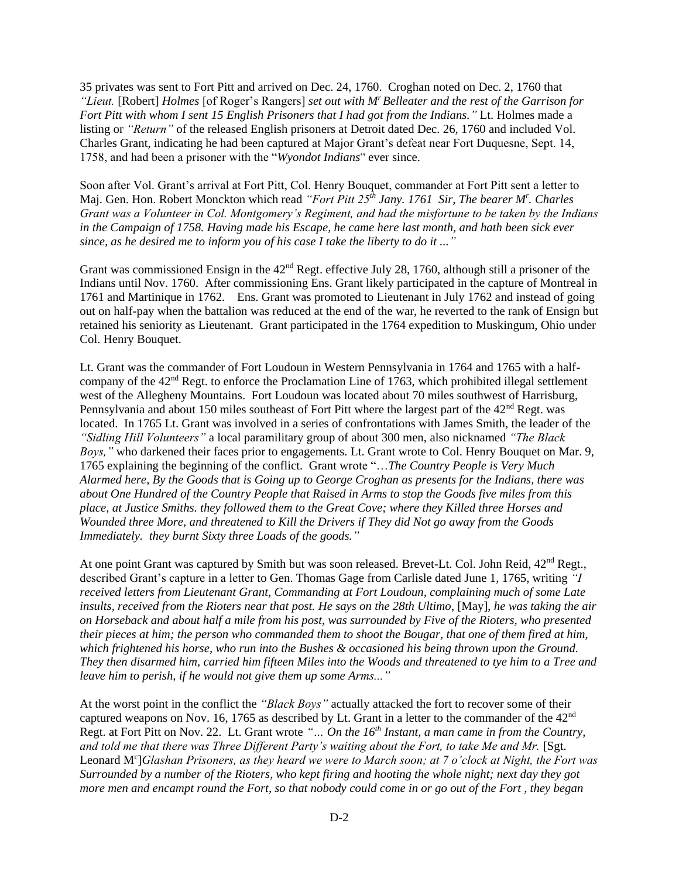35 privates was sent to Fort Pitt and arrived on Dec. 24, 1760. Croghan noted on Dec. 2, 1760 that *"Lieut.* [Robert] *Holmes* [of Roger's Rangers] *set out with Mr Belleater and the rest of the Garrison for Fort Pitt with whom I sent 15 English Prisoners that I had got from the Indians."* Lt. Holmes made a listing or *"Return"* of the released English prisoners at Detroit dated Dec. 26, 1760 and included Vol. Charles Grant, indicating he had been captured at Major Grant's defeat near Fort Duquesne, Sept. 14, 1758, and had been a prisoner with the "*Wyondot Indians*" ever since.

Soon after Vol. Grant's arrival at Fort Pitt, Col. Henry Bouquet, commander at Fort Pitt sent a letter to Maj. Gen. Hon. Robert Monckton which read *"Fort Pitt 25th Jany. 1761 Sir, The bearer Mr. Charles Grant was a Volunteer in Col. Montgomery's Regiment, and had the misfortune to be taken by the Indians in the Campaign of 1758. Having made his Escape, he came here last month, and hath been sick ever since, as he desired me to inform you of his case I take the liberty to do it ..."*

Grant was commissioned Ensign in the 42nd Regt. effective July 28, 1760, although still a prisoner of the Indians until Nov. 1760. After commissioning Ens. Grant likely participated in the capture of Montreal in 1761 and Martinique in 1762. Ens. Grant was promoted to Lieutenant in July 1762 and instead of going out on half-pay when the battalion was reduced at the end of the war, he reverted to the rank of Ensign but retained his seniority as Lieutenant. Grant participated in the 1764 expedition to Muskingum, Ohio under Col. Henry Bouquet.

Lt. Grant was the commander of Fort Loudoun in Western Pennsylvania in 1764 and 1765 with a half-company of the 42nd Regt. to enforce the Proclamation Line of 1763, which prohibited illegal settlement west of the Allegheny Mountains. Fort Loudoun was located about 70 miles southwest of Harrisburg, Pennsylvania and about 150 miles southeast of Fort Pitt where the largest part of the 42nd Regt. was located. In 1765 Lt. Grant was involved in a series of confrontations with James Smith, the leader of the *"Sidling Hill Volunteers"* a local paramilitary group of about 300 men, also nicknamed *"The Black Boys,"* who darkened their faces prior to engagements. Lt. Grant wrote to Col. Henry Bouquet on Mar. 9, 1765 explaining the beginning of the conflict. Grant wrote "…*The Country People is Very Much Alarmed here, By the Goods that is Going up to George Croghan as presents for the Indians, there was about One Hundred of the Country People that Raised in Arms to stop the Goods five miles from this place, at Justice Smiths. they followed them to the Great Cove; where they Killed three Horses and Wounded three More, and threatened to Kill the Drivers if They did Not go away from the Goods Immediately. they burnt Sixty three Loads of the goods."*

At one point Grant was captured by Smith but was soon released. Brevet-Lt. Col. John Reid, 42nd Regt., described Grant's capture in a letter to Gen. Thomas Gage from Carlisle dated June 1, 1765, writing *"I received letters from Lieutenant Grant, Commanding at Fort Loudoun, complaining much of some Late insults, received from the Rioters near that post. He says on the 28th Ultimo*, [May], *he was taking the air on Horseback and about half a mile from his post, was surrounded by Five of the Rioters, who presented their pieces at him; the person who commanded them to shoot the Bougar, that one of them fired at him, which frightened his horse, who run into the Bushes & occasioned his being thrown upon the Ground. They then disarmed him, carried him fifteen Miles into the Woods and threatened to tye him to a Tree and leave him to perish, if he would not give them up some Arms..."*

At the worst point in the conflict the *"Black Boys"* actually attacked the fort to recover some of their captured weapons on Nov. 16, 1765 as described by Lt. Grant in a letter to the commander of the 42nd Regt. at Fort Pitt on Nov. 22. Lt. Grant wrote *"… On the 16th Instant, a man came in from the Country, and told me that there was Three Different Party's waiting about the Fort, to take Me and Mr.* [Sgt. Leonard Mc]*Glashan Prisoners, as they heard we were to March soon; at 7 o'clock at Night, the Fort was Surrounded by a number of the Rioters, who kept firing and hooting the whole night; next day they got more men and encampt round the Fort, so that nobody could come in or go out of the Fort , they began*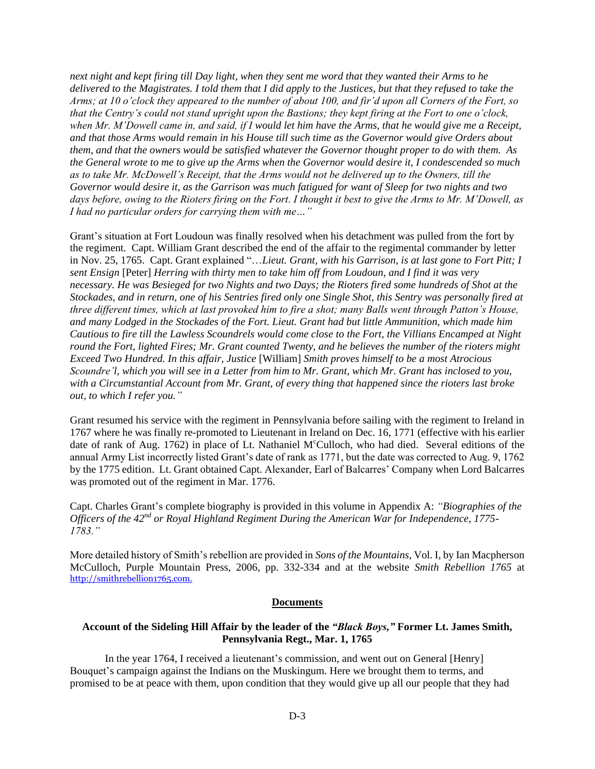*next night and kept firing till Day light, when they sent me word that they wanted their Arms to he delivered to the Magistrates. I told them that I did apply to the Justices, but that they refused to take the Arms; at 10 o'clock they appeared to the number of about 100, and fir'd upon all Corners of the Fort, so that the Centry's could not stand upright upon the Bastions; they kept firing at the Fort to one o'clock, when Mr. M'Dowell came in, and said, if I would let him have the Arms, that he would give me a Receipt, and that those Arms would remain in his House till such time as the Governor would give Orders about them, and that the owners would be satisfied whatever the Governor thought proper to do with them. As the General wrote to me to give up the Arms when the Governor would desire it, I condescended so much as to take Mr. McDowell's Receipt, that the Arms would not be delivered up to the Owners, till the Governor would desire it, as the Garrison was much fatigued for want of Sleep for two nights and two days before, owing to the Rioters firing on the Fort. I thought it best to give the Arms to Mr. M'Dowell, as I had no particular orders for carrying them with me…"*

Grant's situation at Fort Loudoun was finally resolved when his detachment was pulled from the fort by the regiment. Capt. William Grant described the end of the affair to the regimental commander by letter in Nov. 25, 1765. Capt. Grant explained "…*Lieut. Grant, with his Garrison, is at last gone to Fort Pitt; I sent Ensign* [Peter] *Herring with thirty men to take him off from Loudoun, and I find it was very necessary. He was Besieged for two Nights and two Days; the Rioters fired some hundreds of Shot at the Stockades, and in return, one of his Sentries fired only one Single Shot, this Sentry was personally fired at three different times, which at last provoked him to fire a shot; many Balls went through Patton's House, and many Lodged in the Stockades of the Fort. Lieut. Grant had but little Ammunition, which made him Cautious to fire till the Lawless Scoundrels would come close to the Fort, the Villians Encamped at Night round the Fort, lighted Fires; Mr. Grant counted Twenty, and he believes the number of the rioters might Exceed Two Hundred. In this affair, Justice* [William] *Smith proves himself to be a most Atrocious Scoundre'l, which you will see in a Letter from him to Mr. Grant, which Mr. Grant has inclosed to you, with a Circumstantial Account from Mr. Grant, of every thing that happened since the rioters last broke out, to which I refer you."*

Grant resumed his service with the regiment in Pennsylvania before sailing with the regiment to Ireland in 1767 where he was finally re-promoted to Lieutenant in Ireland on Dec. 16, 1771 (effective with his earlier date of rank of Aug. 1762) in place of Lt. Nathaniel M[c]Culloch, who had died. Several editions of the annual Army List incorrectly listed Grant's date of rank as 1771, but the date was corrected to Aug. 9, 1762 by the 1775 edition. Lt. Grant obtained Capt. Alexander, Earl of Balcarres' Company when Lord Balcarres was promoted out of the regiment in Mar. 1776.

Capt. Charles Grant's complete biography is provided in this volume in Appendix A: *"Biographies of the Officers of the 42nd or Royal Highland Regiment During the American War for Independence, 1775-1783."*

More detailed history of Smith's rebellion are provided in *Sons of the Mountains*, Vol. I, by Ian Macpherson McCulloch, Purple Mountain Press, 2006, pp. 332-334 and at the website *Smith Rebellion 1765* at http://smithrebellion1765.com.

## Documents

### Account of the Sideling Hill Affair by the leader of the *"Black Boys,"* Former Lt. James Smith, Pennsylvania Regt., Mar. 1, 1765

In the year 1764, I received a lieutenant's commission, and went out on General [Henry] Bouquet's campaign against the Indians on the Muskingum. Here we brought them to terms, and promised to be at peace with them, upon condition that they would give up all our people that they had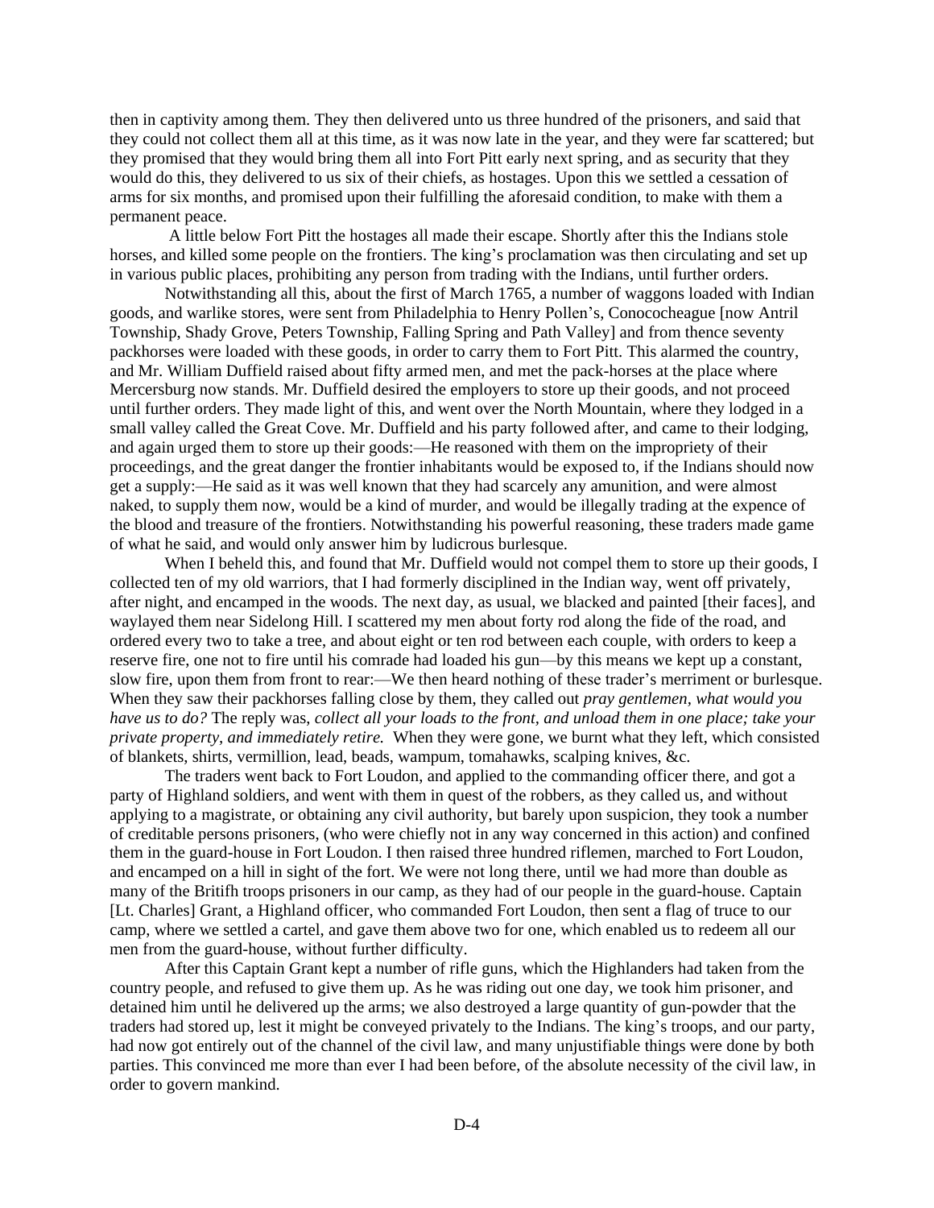then in captivity among them. They then delivered unto us three hundred of the prisoners, and said that they could not collect them all at this time, as it was now late in the year, and they were far scattered; but they promised that they would bring them all into Fort Pitt early next spring, and as security that they would do this, they delivered to us six of their chiefs, as hostages. Upon this we settled a cessation of arms for six months, and promised upon their fulfilling the aforesaid condition, to make with them a permanent peace.

A little below Fort Pitt the hostages all made their escape. Shortly after this the Indians stole horses, and killed some people on the frontiers. The king's proclamation was then circulating and set up in various public places, prohibiting any person from trading with the Indians, until further orders.

Notwithstanding all this, about the first of March 1765, a number of waggons loaded with Indian goods, and warlike stores, were sent from Philadelphia to Henry Pollen's, Conococheague [now Antril Township, Shady Grove, Peters Township, Falling Spring and Path Valley] and from thence seventy packhorses were loaded with these goods, in order to carry them to Fort Pitt. This alarmed the country, and Mr. William Duffield raised about fifty armed men, and met the pack-horses at the place where Mercersburg now stands. Mr. Duffield desired the employers to store up their goods, and not proceed until further orders. They made light of this, and went over the North Mountain, where they lodged in a small valley called the Great Cove. Mr. Duffield and his party followed after, and came to their lodging, and again urged them to store up their goods:—He reasoned with them on the impropriety of their proceedings, and the great danger the frontier inhabitants would be exposed to, if the Indians should now get a supply:—He said as it was well known that they had scarcely any amunition, and were almost naked, to supply them now, would be a kind of murder, and would be illegally trading at the expence of the blood and treasure of the frontiers. Notwithstanding his powerful reasoning, these traders made game of what he said, and would only answer him by ludicrous burlesque.

When I beheld this, and found that Mr. Duffield would not compel them to store up their goods, I collected ten of my old warriors, that I had formerly disciplined in the Indian way, went off privately, after night, and encamped in the woods. The next day, as usual, we blacked and painted [their faces], and waylayed them near Sidelong Hill. I scattered my men about forty rod along the fide of the road, and ordered every two to take a tree, and about eight or ten rod between each couple, with orders to keep a reserve fire, one not to fire until his comrade had loaded his gun—by this means we kept up a constant, slow fire, upon them from front to rear:—We then heard nothing of these trader's merriment or burlesque. When they saw their packhorses falling close by them, they called out *pray gentlemen, what would you have us to do?* The reply was, *collect all your loads to the front, and unload them in one place; take your private property, and immediately retire.* When they were gone, we burnt what they left, which consisted of blankets, shirts, vermillion, lead, beads, wampum, tomahawks, scalping knives, &c.

The traders went back to Fort Loudon, and applied to the commanding officer there, and got a party of Highland soldiers, and went with them in quest of the robbers, as they called us, and without applying to a magistrate, or obtaining any civil authority, but barely upon suspicion, they took a number of creditable persons prisoners, (who were chiefly not in any way concerned in this action) and confined them in the guard-house in Fort Loudon. I then raised three hundred riflemen, marched to Fort Loudon, and encamped on a hill in sight of the fort. We were not long there, until we had more than double as many of the Britifh troops prisoners in our camp, as they had of our people in the guard-house. Captain [Lt. Charles] Grant, a Highland officer, who commanded Fort Loudon, then sent a flag of truce to our camp, where we settled a cartel, and gave them above two for one, which enabled us to redeem all our men from the guard-house, without further difficulty.

After this Captain Grant kept a number of rifle guns, which the Highlanders had taken from the country people, and refused to give them up. As he was riding out one day, we took him prisoner, and detained him until he delivered up the arms; we also destroyed a large quantity of gun-powder that the traders had stored up, lest it might be conveyed privately to the Indians. The king's troops, and our party, had now got entirely out of the channel of the civil law, and many unjustifiable things were done by both parties. This convinced me more than ever I had been before, of the absolute necessity of the civil law, in order to govern mankind.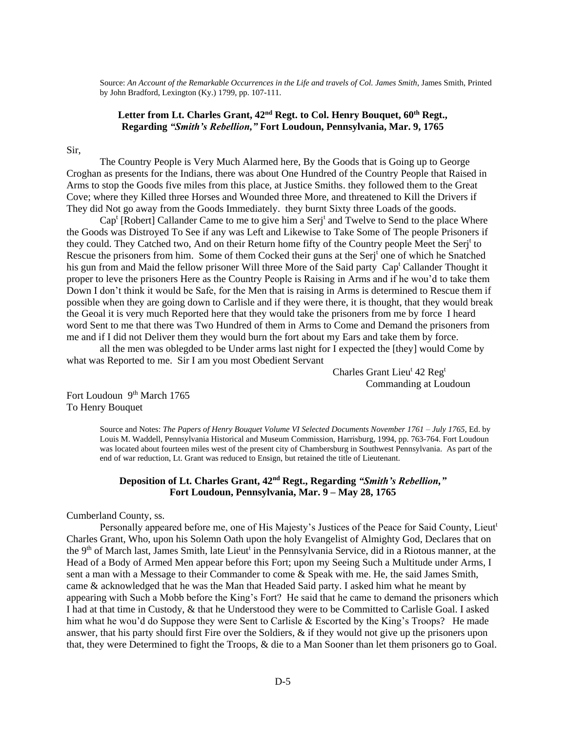Source: *An Account of the Remarkable Occurrences in the Life and travels of Col. James Smith*, James Smith, Printed by John Bradford, Lexington (Ky.) 1799, pp. 107-111.

**Letter from Lt. Charles Grant, 42nd Regt. to Col. Henry Bouquet, 60th Regt., Regarding *"Smith's Rebellion,"* Fort Loudoun, Pennsylvania, Mar. 9, 1765**

Sir,

The Country People is Very Much Alarmed here, By the Goods that is Going up to George Croghan as presents for the Indians, there was about One Hundred of the Country People that Raised in Arms to stop the Goods five miles from this place, at Justice Smiths. they followed them to the Great Cove; where they Killed three Horses and Wounded three More, and threatened to Kill the Drivers if They did Not go away from the Goods Immediately. they burnt Sixty three Loads of the goods.

Capt [Robert] Callander Came to me to give him a Serjt and Twelve to Send to the place Where the Goods was Distroyed To See if any was Left and Likewise to Take Some of The people Prisoners if they could. They Catched two, And on their Return home fifty of the Country people Meet the Serjt to Rescue the prisoners from him. Some of them Cocked their guns at the Serjt one of which he Snatched his gun from and Maid the fellow prisoner Will three More of the Said party Capt Callander Thought it proper to leve the prisoners Here as the Country People is Raising in Arms and if he wou'd to take them Down I don't think it would be Safe, for the Men that is raising in Arms is determined to Rescue them if possible when they are going down to Carlisle and if they were there, it is thought, that they would break the Geoal it is very much Reported here that they would take the prisoners from me by force I heard word Sent to me that there was Two Hundred of them in Arms to Come and Demand the prisoners from me and if I did not Deliver them they would burn the fort about my Ears and take them by force.

all the men was oblegded to be Under arms last night for I expected the [they] would Come by what was Reported to me. Sir I am you most Obedient Servant

Charles Grant Lieut 42 Regt
Commanding at Loudoun

Fort Loudoun 9th March 1765
To Henry Bouquet

Source and Notes: *The Papers of Henry Bouquet Volume VI Selected Documents November 1761 – July 1765*, Ed. by Louis M. Waddell, Pennsylvania Historical and Museum Commission, Harrisburg, 1994, pp. 763-764. Fort Loudoun was located about fourteen miles west of the present city of Chambersburg in Southwest Pennsylvania. As part of the end of war reduction, Lt. Grant was reduced to Ensign, but retained the title of Lieutenant.

**Deposition of Lt. Charles Grant, 42nd Regt., Regarding *"Smith's Rebellion,"* Fort Loudoun, Pennsylvania, Mar. 9 – May 28, 1765**

Cumberland County, ss.

Personally appeared before me, one of His Majesty's Justices of the Peace for Said County, Lieut Charles Grant, Who, upon his Solemn Oath upon the holy Evangelist of Almighty God, Declares that on the 9th of March last, James Smith, late Lieut in the Pennsylvania Service, did in a Riotous manner, at the Head of a Body of Armed Men appear before this Fort; upon my Seeing Such a Multitude under Arms, I sent a man with a Message to their Commander to come & Speak with me. He, the said James Smith, came & acknowledged that he was the Man that Headed Said party. I asked him what he meant by appearing with Such a Mobb before the King's Fort? He said that he came to demand the prisoners which I had at that time in Custody, & that he Understood they were to be Committed to Carlisle Goal. I asked him what he wou'd do Suppose they were Sent to Carlisle & Escorted by the King's Troops? He made answer, that his party should first Fire over the Soldiers, & if they would not give up the prisoners upon that, they were Determined to fight the Troops, & die to a Man Sooner than let them prisoners go to Goal.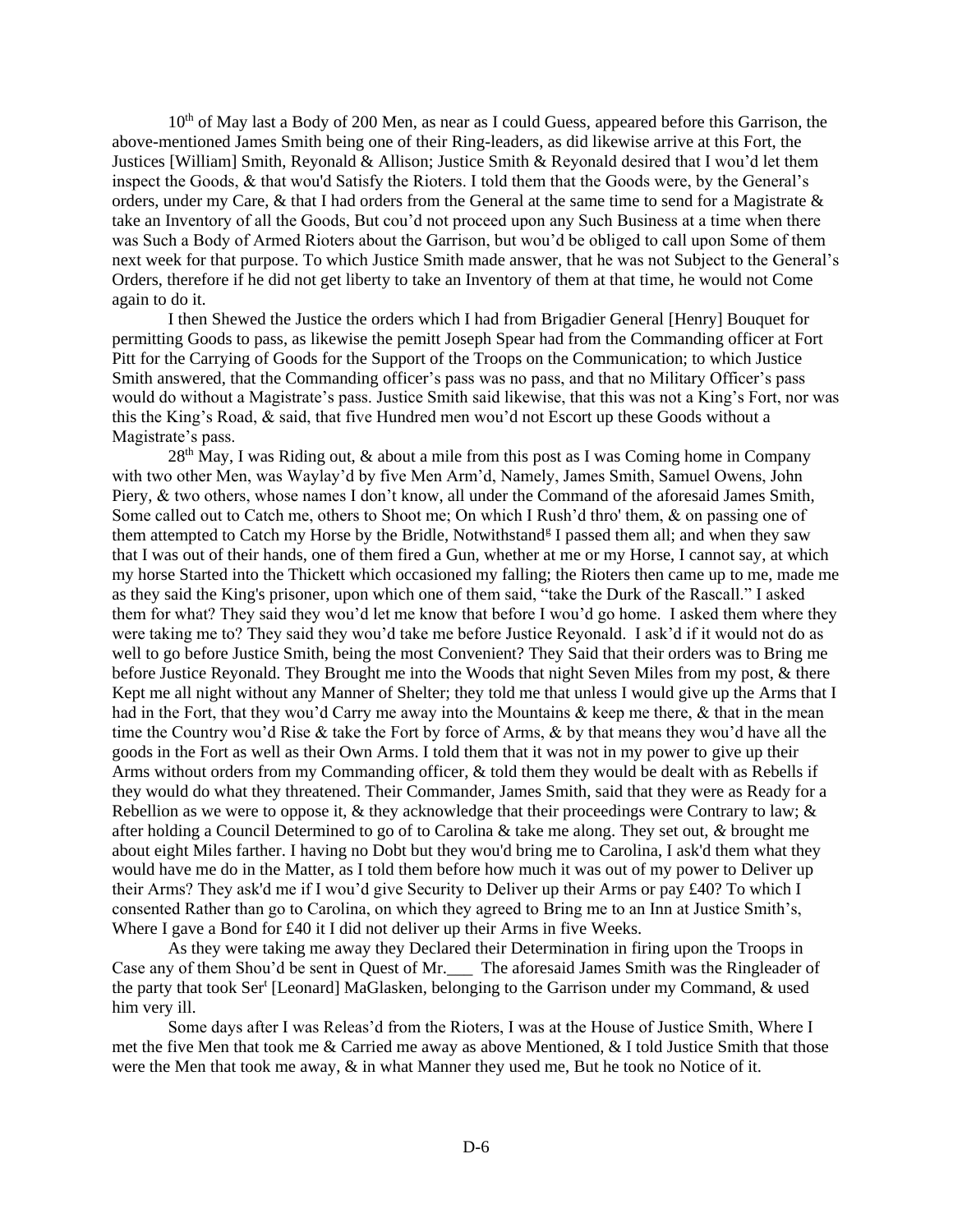10th of May last a Body of 200 Men, as near as I could Guess, appeared before this Garrison, the above-mentioned James Smith being one of their Ring-leaders, as did likewise arrive at this Fort, the Justices [William] Smith, Reyonald & Allison; Justice Smith & Reyonald desired that I wou'd let them inspect the Goods, & that wou'd Satisfy the Rioters. I told them that the Goods were, by the General's orders, under my Care, & that I had orders from the General at the same time to send for a Magistrate & take an Inventory of all the Goods, But cou'd not proceed upon any Such Business at a time when there was Such a Body of Armed Rioters about the Garrison, but wou'd be obliged to call upon Some of them next week for that purpose. To which Justice Smith made answer, that he was not Subject to the General's Orders, therefore if he did not get liberty to take an Inventory of them at that time, he would not Come again to do it.

I then Shewed the Justice the orders which I had from Brigadier General [Henry] Bouquet for permitting Goods to pass, as likewise the pemitt Joseph Spear had from the Commanding officer at Fort Pitt for the Carrying of Goods for the Support of the Troops on the Communication; to which Justice Smith answered, that the Commanding officer's pass was no pass, and that no Military Officer's pass would do without a Magistrate's pass. Justice Smith said likewise, that this was not a King's Fort, nor was this the King's Road, & said, that five Hundred men wou'd not Escort up these Goods without a Magistrate's pass.

28th May, I was Riding out, & about a mile from this post as I was Coming home in Company with two other Men, was Waylay'd by five Men Arm'd, Namely, James Smith, Samuel Owens, John Piery, & two others, whose names I don't know, all under the Command of the aforesaid James Smith, Some called out to Catch me, others to Shoot me; On which I Rush'd thro' them, & on passing one of them attempted to Catch my Horse by the Bridle, Notwithstandg I passed them all; and when they saw that I was out of their hands, one of them fired a Gun, whether at me or my Horse, I cannot say, at which my horse Started into the Thickett which occasioned my falling; the Rioters then came up to me, made me as they said the King's prisoner, upon which one of them said, "take the Durk of the Rascall." I asked them for what? They said they wou'd let me know that before I wou'd go home. I asked them where they were taking me to? They said they wou'd take me before Justice Reyonald. I ask'd if it would not do as well to go before Justice Smith, being the most Convenient? They Said that their orders was to Bring me before Justice Reyonald. They Brought me into the Woods that night Seven Miles from my post, & there Kept me all night without any Manner of Shelter; they told me that unless I would give up the Arms that I had in the Fort, that they wou'd Carry me away into the Mountains & keep me there, & that in the mean time the Country wou'd Rise & take the Fort by force of Arms, & by that means they wou'd have all the goods in the Fort as well as their Own Arms. I told them that it was not in my power to give up their Arms without orders from my Commanding officer, & told them they would be dealt with as Rebells if they would do what they threatened. Their Commander, James Smith, said that they were as Ready for a Rebellion as we were to oppose it, & they acknowledge that their proceedings were Contrary to law; & after holding a Council Determined to go of to Carolina & take me along. They set out, & brought me about eight Miles farther. I having no Dobt but they wou'd bring me to Carolina, I ask'd them what they would have me do in the Matter, as I told them before how much it was out of my power to Deliver up their Arms? They ask'd me if I wou'd give Security to Deliver up their Arms or pay £40? To which I consented Rather than go to Carolina, on which they agreed to Bring me to an Inn at Justice Smith's, Where I gave a Bond for £40 it I did not deliver up their Arms in five Weeks.

As they were taking me away they Declared their Determination in firing upon the Troops in Case any of them Shou'd be sent in Quest of Mr.___ The aforesaid James Smith was the Ringleader of the party that took Sert [Leonard] MaGlasken, belonging to the Garrison under my Command, & used him very ill.

Some days after I was Releas'd from the Rioters, I was at the House of Justice Smith, Where I met the five Men that took me & Carried me away as above Mentioned, & I told Justice Smith that those were the Men that took me away, & in what Manner they used me, But he took no Notice of it.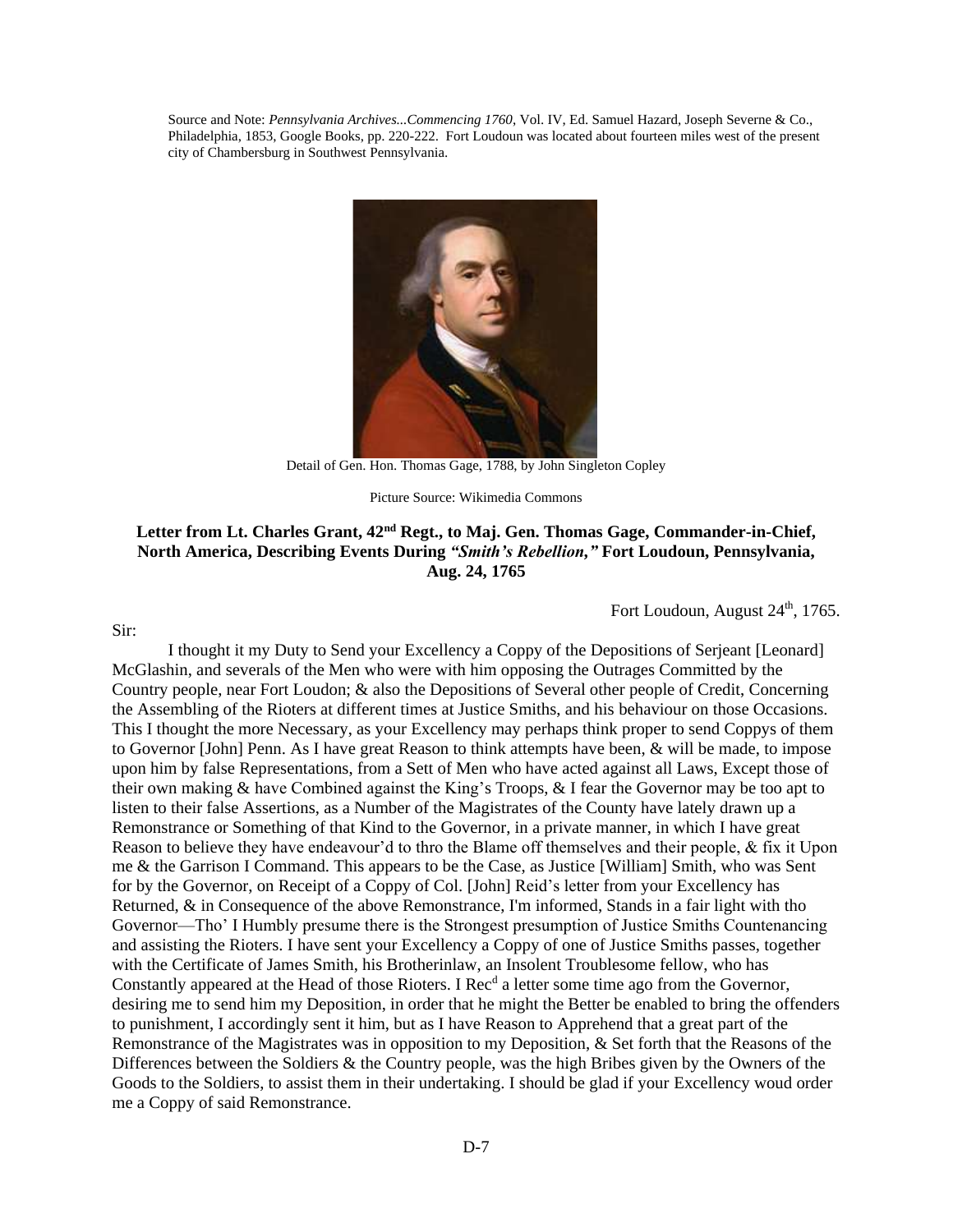Source and Note: *Pennsylvania Archives...Commencing 1760*, Vol. IV, Ed. Samuel Hazard, Joseph Severne & Co., Philadelphia, 1853, Google Books, pp. 220-222. Fort Loudoun was located about fourteen miles west of the present city of Chambersburg in Southwest Pennsylvania.

Detail of Gen. Hon. Thomas Gage, 1788, by John Singleton Copley

Picture Source: Wikimedia Commons

## Letter from Lt. Charles Grant, 42nd Regt., to Maj. Gen. Thomas Gage, Commander-in-Chief, North America, Describing Events During *"Smith's Rebellion,"* Fort Loudoun, Pennsylvania, Aug. 24, 1765

Fort Loudoun, August 24th, 1765.

Sir:

I thought it my Duty to Send your Excellency a Coppy of the Depositions of Serjeant [Leonard] McGlashin, and severals of the Men who were with him opposing the Outrages Committed by the Country people, near Fort Loudon; & also the Depositions of Several other people of Credit, Concerning the Assembling of the Rioters at different times at Justice Smiths, and his behaviour on those Occasions. This I thought the more Necessary, as your Excellency may perhaps think proper to send Coppys of them to Governor [John] Penn. As I have great Reason to think attempts have been, & will be made, to impose upon him by false Representations, from a Sett of Men who have acted against all Laws, Except those of their own making & have Combined against the King's Troops, & I fear the Governor may be too apt to listen to their false Assertions, as a Number of the Magistrates of the County have lately drawn up a Remonstrance or Something of that Kind to the Governor, in a private manner, in which I have great Reason to believe they have endeavour'd to thro the Blame off themselves and their people, & fix it Upon me & the Garrison I Command. This appears to be the Case, as Justice [William] Smith, who was Sent for by the Governor, on Receipt of a Coppy of Col. [John] Reid's letter from your Excellency has Returned, & in Consequence of the above Remonstrance, I'm informed, Stands in a fair light with tho Governor—Tho' I Humbly presume there is the Strongest presumption of Justice Smiths Countenancing and assisting the Rioters. I have sent your Excellency a Coppy of one of Justice Smiths passes, together with the Certificate of James Smith, his Brotherinlaw, an Insolent Troublesome fellow, who has Constantly appeared at the Head of those Rioters. I Recd a letter some time ago from the Governor, desiring me to send him my Deposition, in order that he might the Better be enabled to bring the offenders to punishment, I accordingly sent it him, but as I have Reason to Apprehend that a great part of the Remonstrance of the Magistrates was in opposition to my Deposition, & Set forth that the Reasons of the Differences between the Soldiers & the Country people, was the high Bribes given by the Owners of the Goods to the Soldiers, to assist them in their undertaking. I should be glad if your Excellency woud order me a Coppy of said Remonstrance.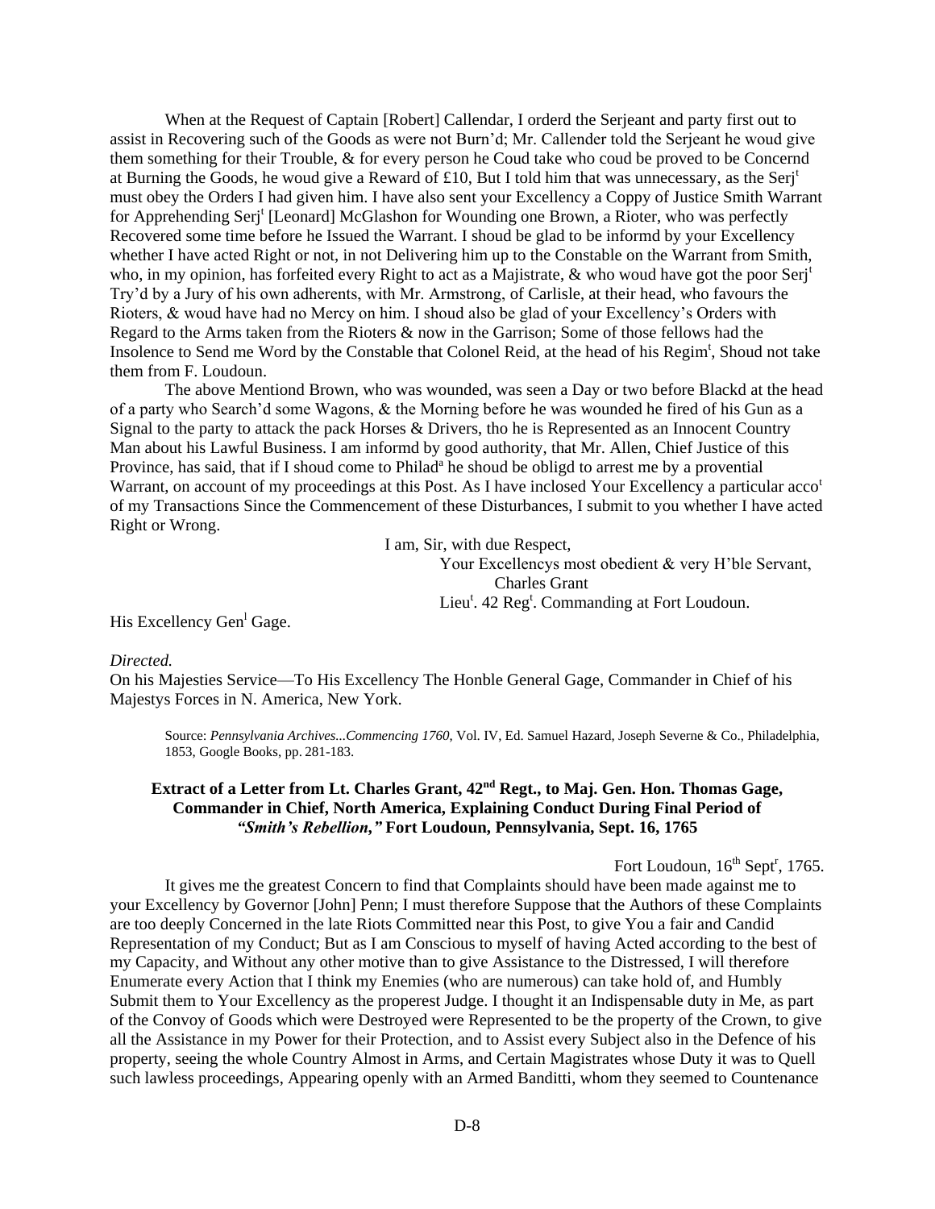When at the Request of Captain [Robert] Callendar, I orderd the Serjeant and party first out to assist in Recovering such of the Goods as were not Burn'd; Mr. Callender told the Serjeant he woud give them something for their Trouble, & for every person he Coud take who coud be proved to be Concernd at Burning the Goods, he woud give a Reward of £10, But I told him that was unnecessary, as the Serj[t] must obey the Orders I had given him. I have also sent your Excellency a Coppy of Justice Smith Warrant for Apprehending Serj[t] [Leonard] McGlashon for Wounding one Brown, a Rioter, who was perfectly Recovered some time before he Issued the Warrant. I shoud be glad to be informd by your Excellency whether I have acted Right or not, in not Delivering him up to the Constable on the Warrant from Smith, who, in my opinion, has forfeited every Right to act as a Majistrate, & who woud have got the poor Serj[t] Try'd by a Jury of his own adherents, with Mr. Armstrong, of Carlisle, at their head, who favours the Rioters, & woud have had no Mercy on him. I shoud also be glad of your Excellency's Orders with Regard to the Arms taken from the Rioters & now in the Garrison; Some of those fellows had the Insolence to Send me Word by the Constable that Colonel Reid, at the head of his Regim[t], Shoud not take them from F. Loudoun.

The above Mentiond Brown, who was wounded, was seen a Day or two before Blackd at the head of a party who Search'd some Wagons, & the Morning before he was wounded he fired of his Gun as a Signal to the party to attack the pack Horses & Drivers, tho he is Represented as an Innocent Country Man about his Lawful Business. I am informd by good authority, that Mr. Allen, Chief Justice of this Province, has said, that if I shoud come to Philad[a] he shoud be obligd to arrest me by a provential Warrant, on account of my proceedings at this Post. As I have inclosed Your Excellency a particular acco[t] of my Transactions Since the Commencement of these Disturbances, I submit to you whether I have acted Right or Wrong.

I am, Sir, with due Respect,
Your Excellencys most obedient & very H'ble Servant,
Charles Grant
Lieu[t]. 42 Reg[t]. Commanding at Fort Loudoun.

His Excellency Gen[l] Gage.

*Directed.*
On his Majesties Service—To His Excellency The Honble General Gage, Commander in Chief of his Majestys Forces in N. America, New York.

Source: *Pennsylvania Archives...Commencing 1760*, Vol. IV, Ed. Samuel Hazard, Joseph Severne & Co., Philadelphia, 1853, Google Books, pp. 281-183.

### Extract of a Letter from Lt. Charles Grant, 42[nd] Regt., to Maj. Gen. Hon. Thomas Gage, Commander in Chief, North America, Explaining Conduct During Final Period of *"Smith's Rebellion,"* Fort Loudoun, Pennsylvania, Sept. 16, 1765

Fort Loudoun, 16[th] Sept[r], 1765.

It gives me the greatest Concern to find that Complaints should have been made against me to your Excellency by Governor [John] Penn; I must therefore Suppose that the Authors of these Complaints are too deeply Concerned in the late Riots Committed near this Post, to give You a fair and Candid Representation of my Conduct; But as I am Conscious to myself of having Acted according to the best of my Capacity, and Without any other motive than to give Assistance to the Distressed, I will therefore Enumerate every Action that I think my Enemies (who are numerous) can take hold of, and Humbly Submit them to Your Excellency as the properest Judge. I thought it an Indispensable duty in Me, as part of the Convoy of Goods which were Destroyed were Represented to be the property of the Crown, to give all the Assistance in my Power for their Protection, and to Assist every Subject also in the Defence of his property, seeing the whole Country Almost in Arms, and Certain Magistrates whose Duty it was to Quell such lawless proceedings, Appearing openly with an Armed Banditti, whom they seemed to Countenance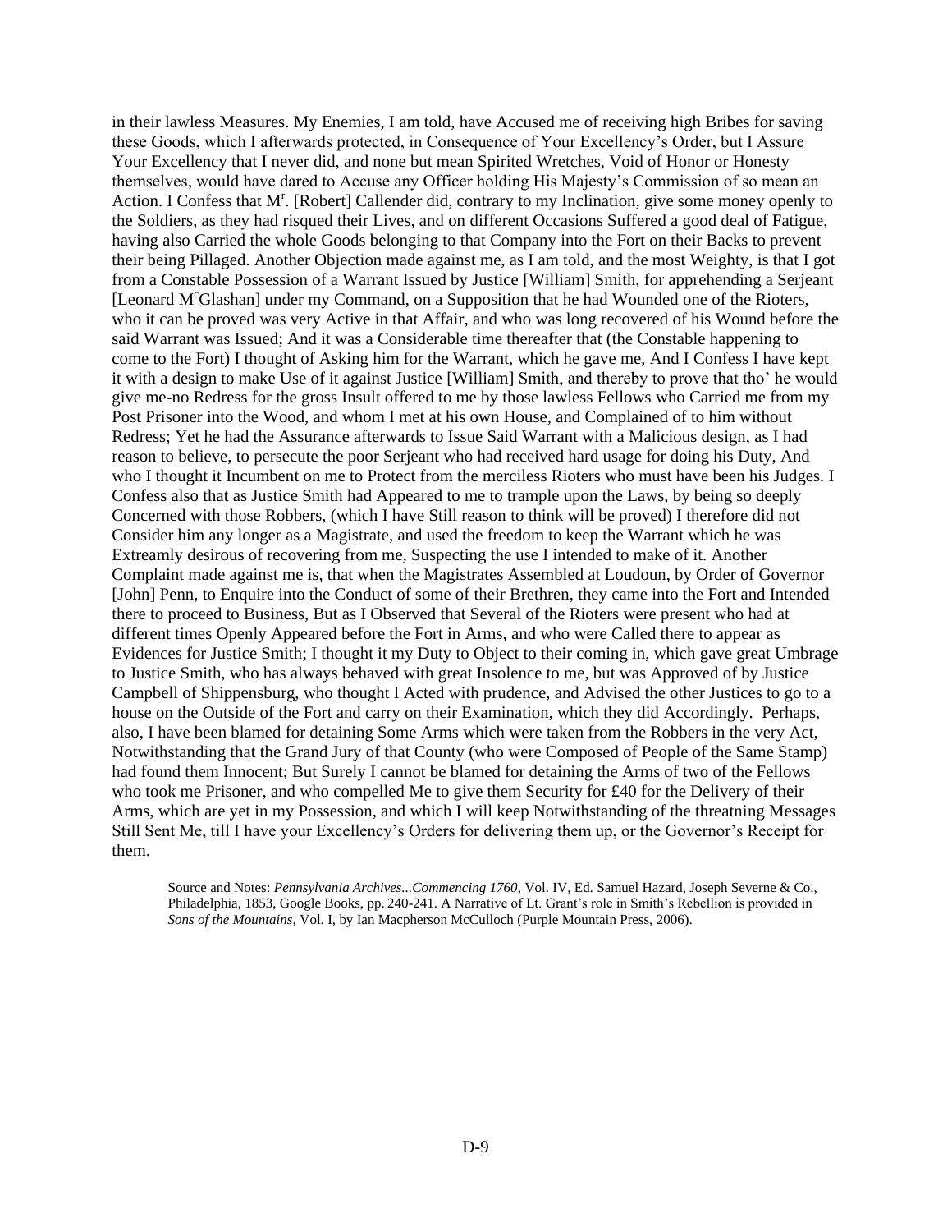in their lawless Measures. My Enemies, I am told, have Accused me of receiving high Bribes for saving these Goods, which I afterwards protected, in Consequence of Your Excellency's Order, but I Assure Your Excellency that I never did, and none but mean Spirited Wretches, Void of Honor or Honesty themselves, would have dared to Accuse any Officer holding His Majesty's Commission of so mean an Action. I Confess that Mr. [Robert] Callender did, contrary to my Inclination, give some money openly to the Soldiers, as they had risqued their Lives, and on different Occasions Suffered a good deal of Fatigue, having also Carried the whole Goods belonging to that Company into the Fort on their Backs to prevent their being Pillaged. Another Objection made against me, as I am told, and the most Weighty, is that I got from a Constable Possession of a Warrant Issued by Justice [William] Smith, for apprehending a Serjeant [Leonard McGlashan] under my Command, on a Supposition that he had Wounded one of the Rioters, who it can be proved was very Active in that Affair, and who was long recovered of his Wound before the said Warrant was Issued; And it was a Considerable time thereafter that (the Constable happening to come to the Fort) I thought of Asking him for the Warrant, which he gave me, And I Confess I have kept it with a design to make Use of it against Justice [William] Smith, and thereby to prove that tho' he would give me-no Redress for the gross Insult offered to me by those lawless Fellows who Carried me from my Post Prisoner into the Wood, and whom I met at his own House, and Complained of to him without Redress; Yet he had the Assurance afterwards to Issue Said Warrant with a Malicious design, as I had reason to believe, to persecute the poor Serjeant who had received hard usage for doing his Duty, And who I thought it Incumbent on me to Protect from the merciless Rioters who must have been his Judges. I Confess also that as Justice Smith had Appeared to me to trample upon the Laws, by being so deeply Concerned with those Robbers, (which I have Still reason to think will be proved) I therefore did not Consider him any longer as a Magistrate, and used the freedom to keep the Warrant which he was Extreamly desirous of recovering from me, Suspecting the use I intended to make of it. Another Complaint made against me is, that when the Magistrates Assembled at Loudoun, by Order of Governor [John] Penn, to Enquire into the Conduct of some of their Brethren, they came into the Fort and Intended there to proceed to Business, But as I Observed that Several of the Rioters were present who had at different times Openly Appeared before the Fort in Arms, and who were Called there to appear as Evidences for Justice Smith; I thought it my Duty to Object to their coming in, which gave great Umbrage to Justice Smith, who has always behaved with great Insolence to me, but was Approved of by Justice Campbell of Shippensburg, who thought I Acted with prudence, and Advised the other Justices to go to a house on the Outside of the Fort and carry on their Examination, which they did Accordingly. Perhaps, also, I have been blamed for detaining Some Arms which were taken from the Robbers in the very Act, Notwithstanding that the Grand Jury of that County (who were Composed of People of the Same Stamp) had found them Innocent; But Surely I cannot be blamed for detaining the Arms of two of the Fellows who took me Prisoner, and who compelled Me to give them Security for £40 for the Delivery of their Arms, which are yet in my Possession, and which I will keep Notwithstanding of the threatning Messages Still Sent Me, till I have your Excellency's Orders for delivering them up, or the Governor's Receipt for them.

Source and Notes: *Pennsylvania Archives...Commencing 1760*, Vol. IV, Ed. Samuel Hazard, Joseph Severne & Co., Philadelphia, 1853, Google Books, pp. 240-241. A Narrative of Lt. Grant's role in Smith's Rebellion is provided in *Sons of the Mountains*, Vol. I, by Ian Macpherson McCulloch (Purple Mountain Press, 2006).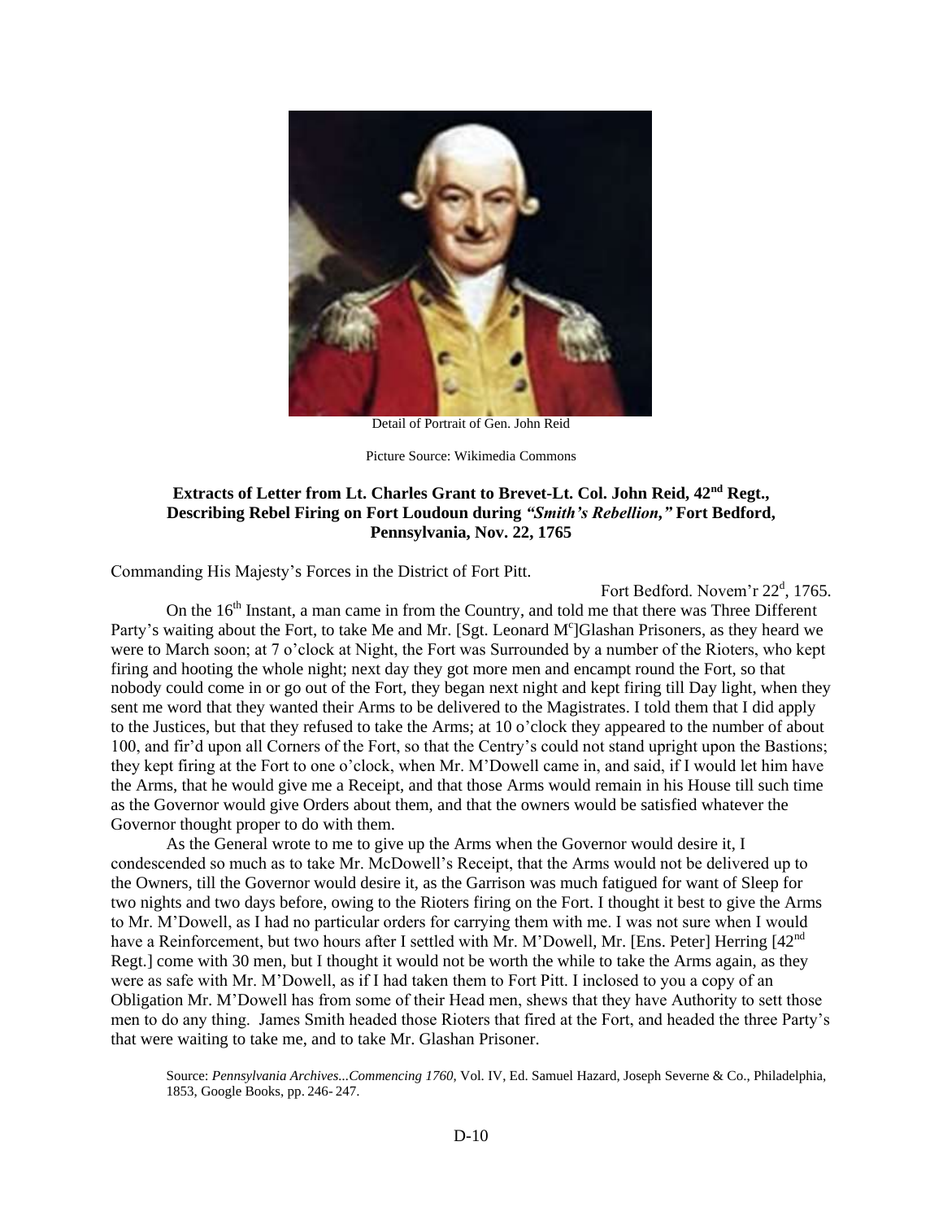Detail of Portrait of Gen. John Reid

Picture Source: Wikimedia Commons

### Extracts of Letter from Lt. Charles Grant to Brevet-Lt. Col. John Reid, 42nd Regt., Describing Rebel Firing on Fort Loudoun during *"Smith's Rebellion,"* Fort Bedford, Pennsylvania, Nov. 22, 1765

Commanding His Majesty's Forces in the District of Fort Pitt.

Fort Bedford. Novem'r 22d, 1765.

On the 16th Instant, a man came in from the Country, and told me that there was Three Different Party's waiting about the Fort, to take Me and Mr. [Sgt. Leonard McGlashan Prisoners, as they heard we were to March soon; at 7 o'clock at Night, the Fort was Surrounded by a number of the Rioters, who kept firing and hooting the whole night; next day they got more men and encampt round the Fort, so that nobody could come in or go out of the Fort, they began next night and kept firing till Day light, when they sent me word that they wanted their Arms to be delivered to the Magistrates. I told them that I did apply to the Justices, but that they refused to take the Arms; at 10 o'clock they appeared to the number of about 100, and fir'd upon all Corners of the Fort, so that the Centry's could not stand upright upon the Bastions; they kept firing at the Fort to one o'clock, when Mr. M'Dowell came in, and said, if I would let him have the Arms, that he would give me a Receipt, and that those Arms would remain in his House till such time as the Governor would give Orders about them, and that the owners would be satisfied whatever the Governor thought proper to do with them.

As the General wrote to me to give up the Arms when the Governor would desire it, I condescended so much as to take Mr. McDowell's Receipt, that the Arms would not be delivered up to the Owners, till the Governor would desire it, as the Garrison was much fatigued for want of Sleep for two nights and two days before, owing to the Rioters firing on the Fort. I thought it best to give the Arms to Mr. M'Dowell, as I had no particular orders for carrying them with me. I was not sure when I would have a Reinforcement, but two hours after I settled with Mr. M'Dowell, Mr. [Ens. Peter] Herring [42nd Regt.] come with 30 men, but I thought it would not be worth the while to take the Arms again, as they were as safe with Mr. M'Dowell, as if I had taken them to Fort Pitt. I inclosed to you a copy of an Obligation Mr. M'Dowell has from some of their Head men, shews that they have Authority to sett those men to do any thing. James Smith headed those Rioters that fired at the Fort, and headed the three Party's that were waiting to take me, and to take Mr. Glashan Prisoner.

Source: *Pennsylvania Archives...Commencing 1760*, Vol. IV, Ed. Samuel Hazard, Joseph Severne & Co., Philadelphia, 1853, Google Books, pp. 246- 247.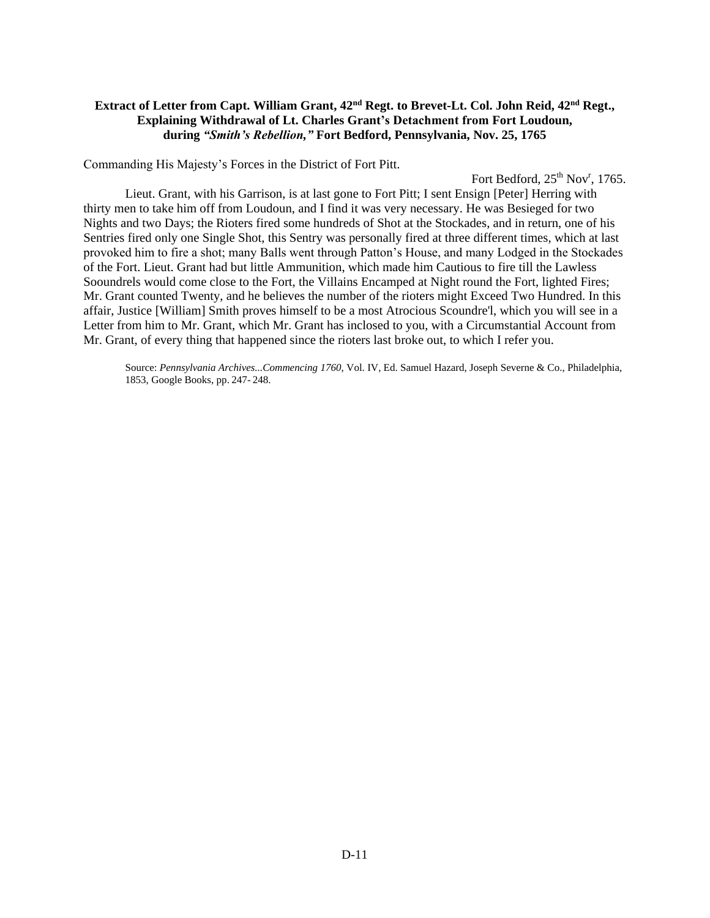**Extract of Letter from Capt. William Grant, 42nd Regt. to Brevet-Lt. Col. John Reid, 42nd Regt., Explaining Withdrawal of Lt. Charles Grant's Detachment from Fort Loudoun, during *"Smith's Rebellion,"* Fort Bedford, Pennsylvania, Nov. 25, 1765**

Commanding His Majesty's Forces in the District of Fort Pitt.

Fort Bedford, 25th Novr, 1765.

Lieut. Grant, with his Garrison, is at last gone to Fort Pitt; I sent Ensign [Peter] Herring with thirty men to take him off from Loudoun, and I find it was very necessary. He was Besieged for two Nights and two Days; the Rioters fired some hundreds of Shot at the Stockades, and in return, one of his Sentries fired only one Single Shot, this Sentry was personally fired at three different times, which at last provoked him to fire a shot; many Balls went through Patton's House, and many Lodged in the Stockades of the Fort. Lieut. Grant had but little Ammunition, which made him Cautious to fire till the Lawless Sooundrels would come close to the Fort, the Villains Encamped at Night round the Fort, lighted Fires; Mr. Grant counted Twenty, and he believes the number of the rioters might Exceed Two Hundred. In this affair, Justice [William] Smith proves himself to be a most Atrocious Scoundre'l, which you will see in a Letter from him to Mr. Grant, which Mr. Grant has inclosed to you, with a Circumstantial Account from Mr. Grant, of every thing that happened since the rioters last broke out, to which I refer you.

Source: *Pennsylvania Archives...Commencing 1760*, Vol. IV, Ed. Samuel Hazard, Joseph Severne & Co., Philadelphia, 1853, Google Books, pp. 247- 248.